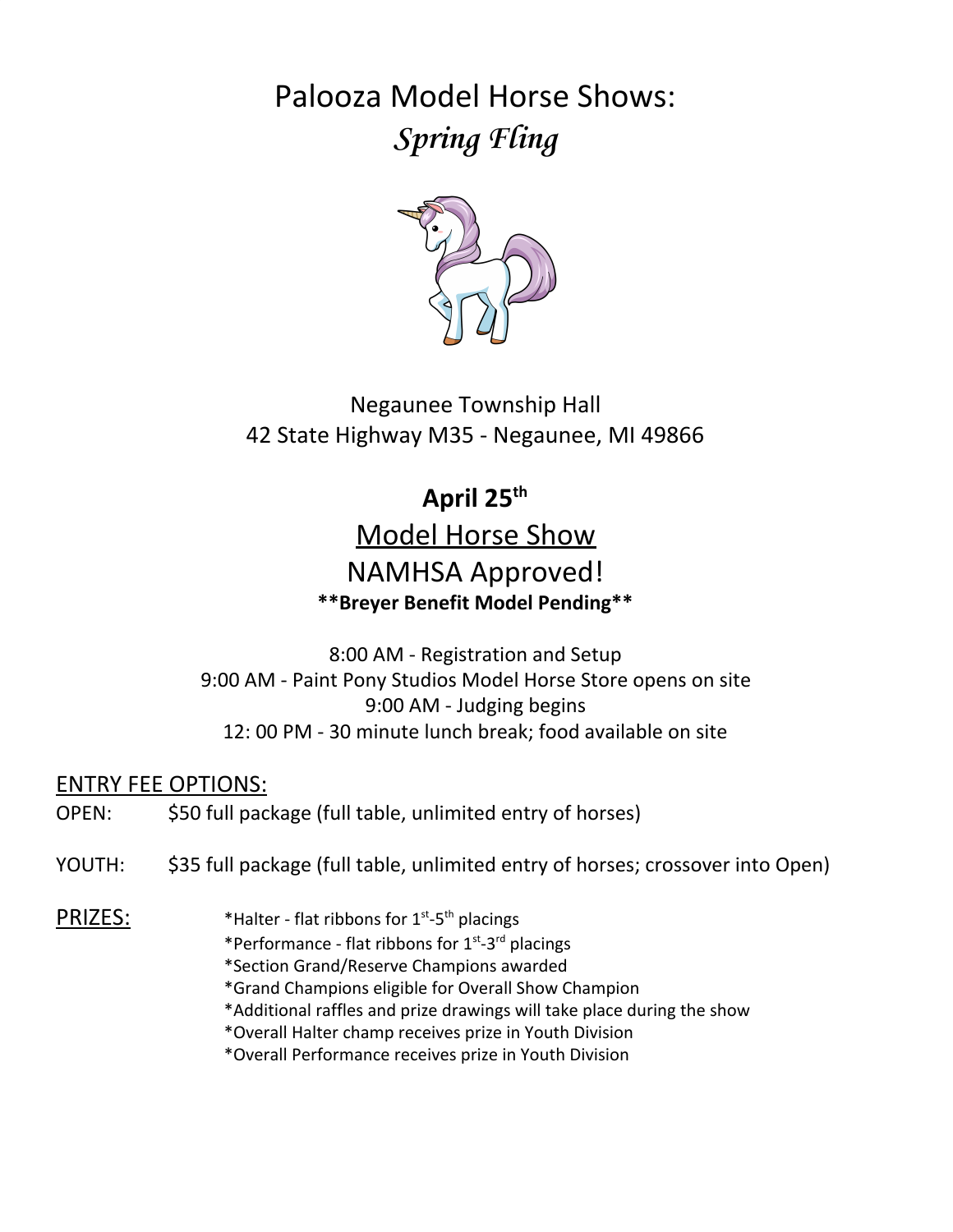# Palooza Model Horse Shows:
## *Spring Fling*

Negaunee Township Hall
42 State Highway M35 - Negaunee, MI 49866

**April 25th**

## Model Horse Show

## NAMHSA Approved!

**\*\*Breyer Benefit Model Pending\*\***

8:00 AM - Registration and Setup
9:00 AM - Paint Pony Studios Model Horse Store opens on site
9:00 AM - Judging begins
12: 00 PM - 30 minute lunch break; food available on site

ENTRY FEE OPTIONS:

OPEN: $50 full package (full table, unlimited entry of horses)

YOUTH: $35 full package (full table, unlimited entry of horses; crossover into Open)

PRIZES:

*Halter - flat ribbons for 1st-5th placings
*Performance - flat ribbons for 1st-3rd placings
*Section Grand/Reserve Champions awarded
*Grand Champions eligible for Overall Show Champion
*Additional raffles and prize drawings will take place during the show
*Overall Halter champ receives prize in Youth Division
*Overall Performance receives prize in Youth Division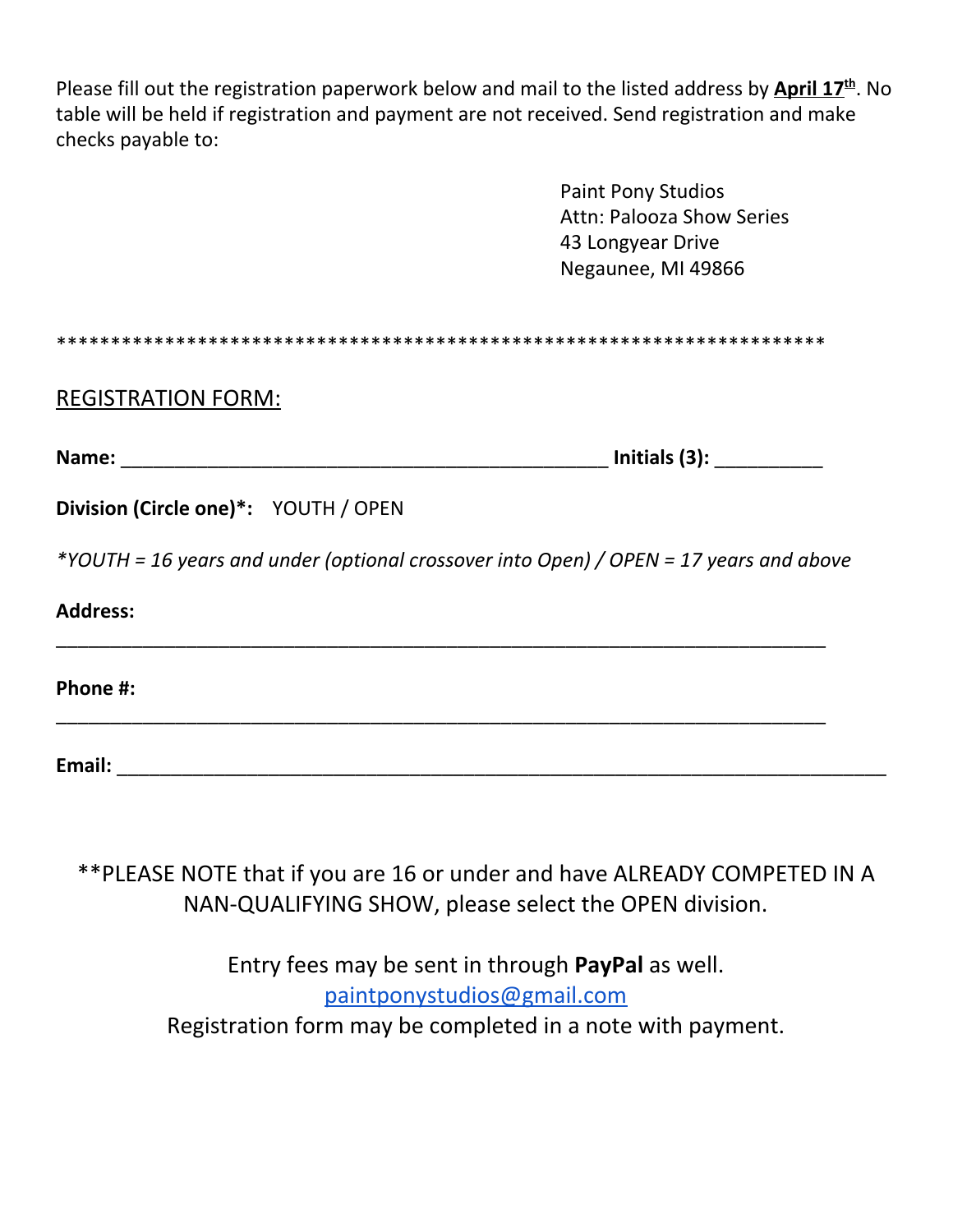Please fill out the registration paperwork below and mail to the listed address by **April 17th**. No table will be held if registration and payment are not received. Send registration and make checks payable to:

Paint Pony Studios
Attn: Palooza Show Series
43 Longyear Drive
Negaunee, MI 49866

*************************************************************************

REGISTRATION FORM:

**Name:** ______________________________________________ **Initials (3):** __________

**Division (Circle one)*:** YOUTH / OPEN

*\*YOUTH = 16 years and under (optional crossover into Open) / OPEN = 17 years and above*

**Address:**
_________________________________________________________________________

**Phone #:**
_________________________________________________________________________

**Email:** _________________________________________________________________________

**PLEASE NOTE that if you are 16 or under and have ALREADY COMPETED IN A NAN-QUALIFYING SHOW, please select the OPEN division.

Entry fees may be sent in through **PayPal** as well.
paintponystudios@gmail.com
Registration form may be completed in a note with payment.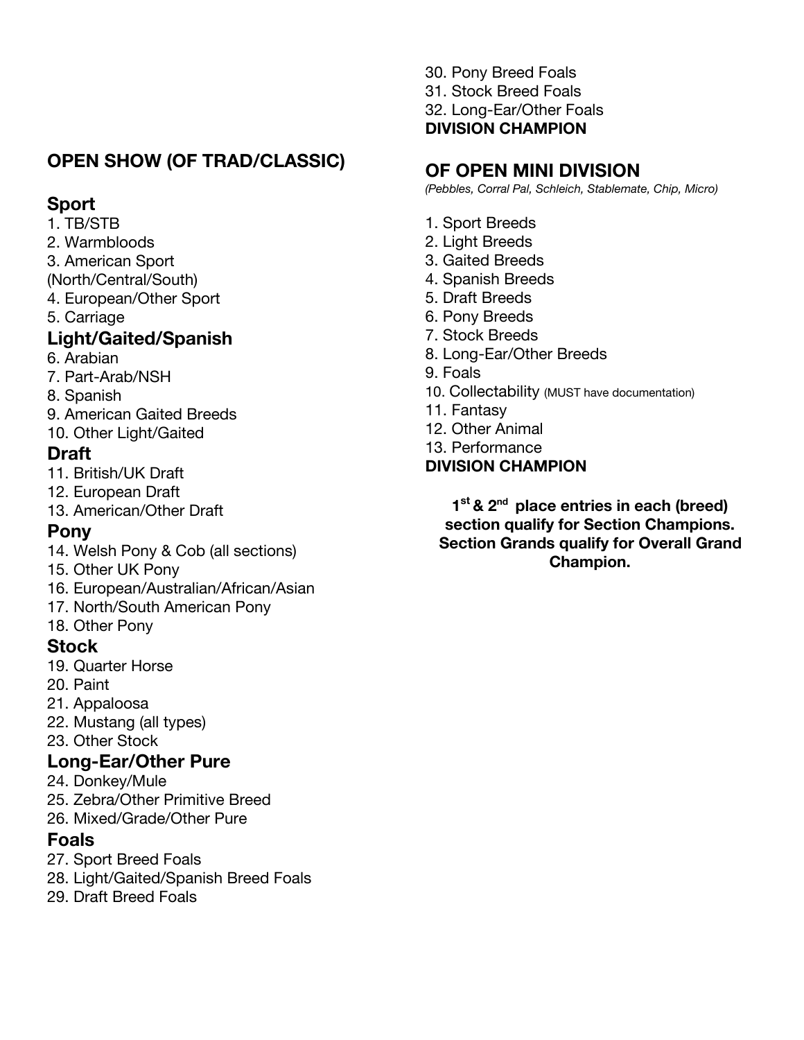## OPEN SHOW (OF TRAD/CLASSIC)

### Sport

1. TB/STB
2. Warmbloods
3. American Sport (North/Central/South)
4. European/Other Sport
5. Carriage

### Light/Gaited/Spanish

6. Arabian
7. Part-Arab/NSH
8. Spanish
9. American Gaited Breeds
10. Other Light/Gaited

### Draft

11. British/UK Draft
12. European Draft
13. American/Other Draft

### Pony

14. Welsh Pony & Cob (all sections)
15. Other UK Pony
16. European/Australian/African/Asian
17. North/South American Pony
18. Other Pony

### Stock

19. Quarter Horse
20. Paint
21. Appaloosa
22. Mustang (all types)
23. Other Stock

### Long-Ear/Other Pure

24. Donkey/Mule
25. Zebra/Other Primitive Breed
26. Mixed/Grade/Other Pure

### Foals

27. Sport Breed Foals
28. Light/Gaited/Spanish Breed Foals
29. Draft Breed Foals
30. Pony Breed Foals
31. Stock Breed Foals
32. Long-Ear/Other Foals

**DIVISION CHAMPION**

## OF OPEN MINI DIVISION

*(Pebbles, Corral Pal, Schleich, Stablemate, Chip, Micro)*

1. Sport Breeds
2. Light Breeds
3. Gaited Breeds
4. Spanish Breeds
5. Draft Breeds
6. Pony Breeds
7. Stock Breeds
8. Long-Ear/Other Breeds
9. Foals
10. Collectability (MUST have documentation)
11. Fantasy
12. Other Animal
13. Performance

**DIVISION CHAMPION**

**1st & 2nd place entries in each (breed) section qualify for Section Champions. Section Grands qualify for Overall Grand Champion.**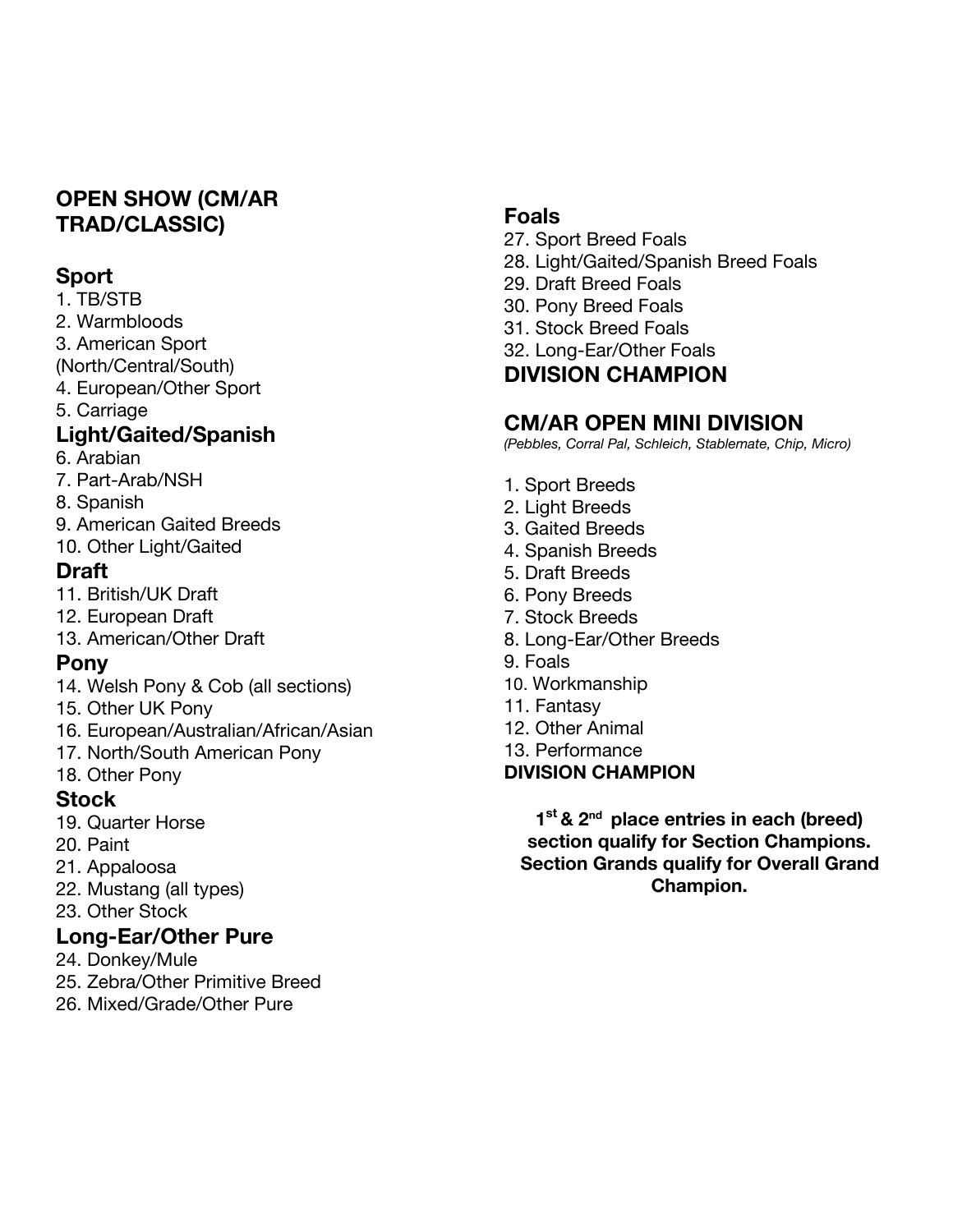## OPEN SHOW (CM/AR TRAD/CLASSIC)

### Sport

1. TB/STB
2. Warmbloods
3. American Sport (North/Central/South)
4. European/Other Sport
5. Carriage

### Light/Gaited/Spanish

6. Arabian
7. Part-Arab/NSH
8. Spanish
9. American Gaited Breeds
10. Other Light/Gaited

### Draft

11. British/UK Draft
12. European Draft
13. American/Other Draft

### Pony

14. Welsh Pony & Cob (all sections)
15. Other UK Pony
16. European/Australian/African/Asian
17. North/South American Pony
18. Other Pony

### Stock

19. Quarter Horse
20. Paint
21. Appaloosa
22. Mustang (all types)
23. Other Stock

### Long-Ear/Other Pure

24. Donkey/Mule
25. Zebra/Other Primitive Breed
26. Mixed/Grade/Other Pure

### Foals

27. Sport Breed Foals
28. Light/Gaited/Spanish Breed Foals
29. Draft Breed Foals
30. Pony Breed Foals
31. Stock Breed Foals
32. Long-Ear/Other Foals

### DIVISION CHAMPION

## CM/AR OPEN MINI DIVISION

*(Pebbles, Corral Pal, Schleich, Stablemate, Chip, Micro)*

1. Sport Breeds
2. Light Breeds
3. Gaited Breeds
4. Spanish Breeds
5. Draft Breeds
6. Pony Breeds
7. Stock Breeds
8. Long-Ear/Other Breeds
9. Foals
10. Workmanship
11. Fantasy
12. Other Animal
13. Performance

**DIVISION CHAMPION**

**1st & 2nd place entries in each (breed) section qualify for Section Champions. Section Grands qualify for Overall Grand Champion.**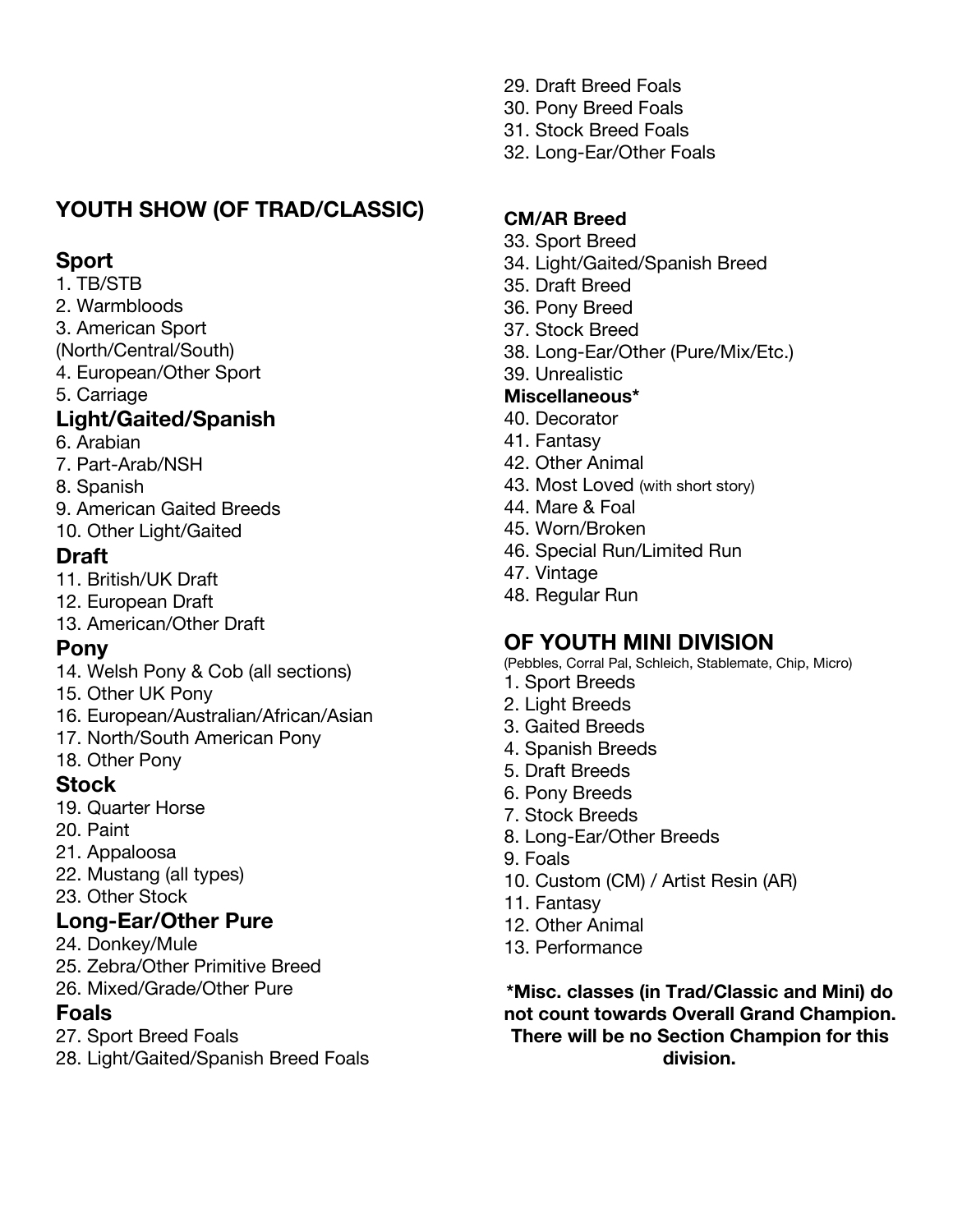## YOUTH SHOW (OF TRAD/CLASSIC)

### Sport

1. TB/STB
2. Warmbloods
3. American Sport (North/Central/South)
4. European/Other Sport
5. Carriage

### Light/Gaited/Spanish

6. Arabian
7. Part-Arab/NSH
8. Spanish
9. American Gaited Breeds
10. Other Light/Gaited

### Draft

11. British/UK Draft
12. European Draft
13. American/Other Draft

### Pony

14. Welsh Pony & Cob (all sections)
15. Other UK Pony
16. European/Australian/African/Asian
17. North/South American Pony
18. Other Pony

### Stock

19. Quarter Horse
20. Paint
21. Appaloosa
22. Mustang (all types)
23. Other Stock

### Long-Ear/Other Pure

24. Donkey/Mule
25. Zebra/Other Primitive Breed
26. Mixed/Grade/Other Pure

### Foals

27. Sport Breed Foals
28. Light/Gaited/Spanish Breed Foals
29. Draft Breed Foals
30. Pony Breed Foals
31. Stock Breed Foals
32. Long-Ear/Other Foals

**CM/AR Breed**

33. Sport Breed
34. Light/Gaited/Spanish Breed
35. Draft Breed
36. Pony Breed
37. Stock Breed
38. Long-Ear/Other (Pure/Mix/Etc.)
39. Unrealistic

**Miscellaneous***

40. Decorator
41. Fantasy
42. Other Animal
43. Most Loved (with short story)
44. Mare & Foal
45. Worn/Broken
46. Special Run/Limited Run
47. Vintage
48. Regular Run

## OF YOUTH MINI DIVISION

(Pebbles, Corral Pal, Schleich, Stablemate, Chip, Micro)

1. Sport Breeds
2. Light Breeds
3. Gaited Breeds
4. Spanish Breeds
5. Draft Breeds
6. Pony Breeds
7. Stock Breeds
8. Long-Ear/Other Breeds
9. Foals
10. Custom (CM) / Artist Resin (AR)
11. Fantasy
12. Other Animal
13. Performance

**\*Misc. classes (in Trad/Classic and Mini) do not count towards Overall Grand Champion. There will be no Section Champion for this division.**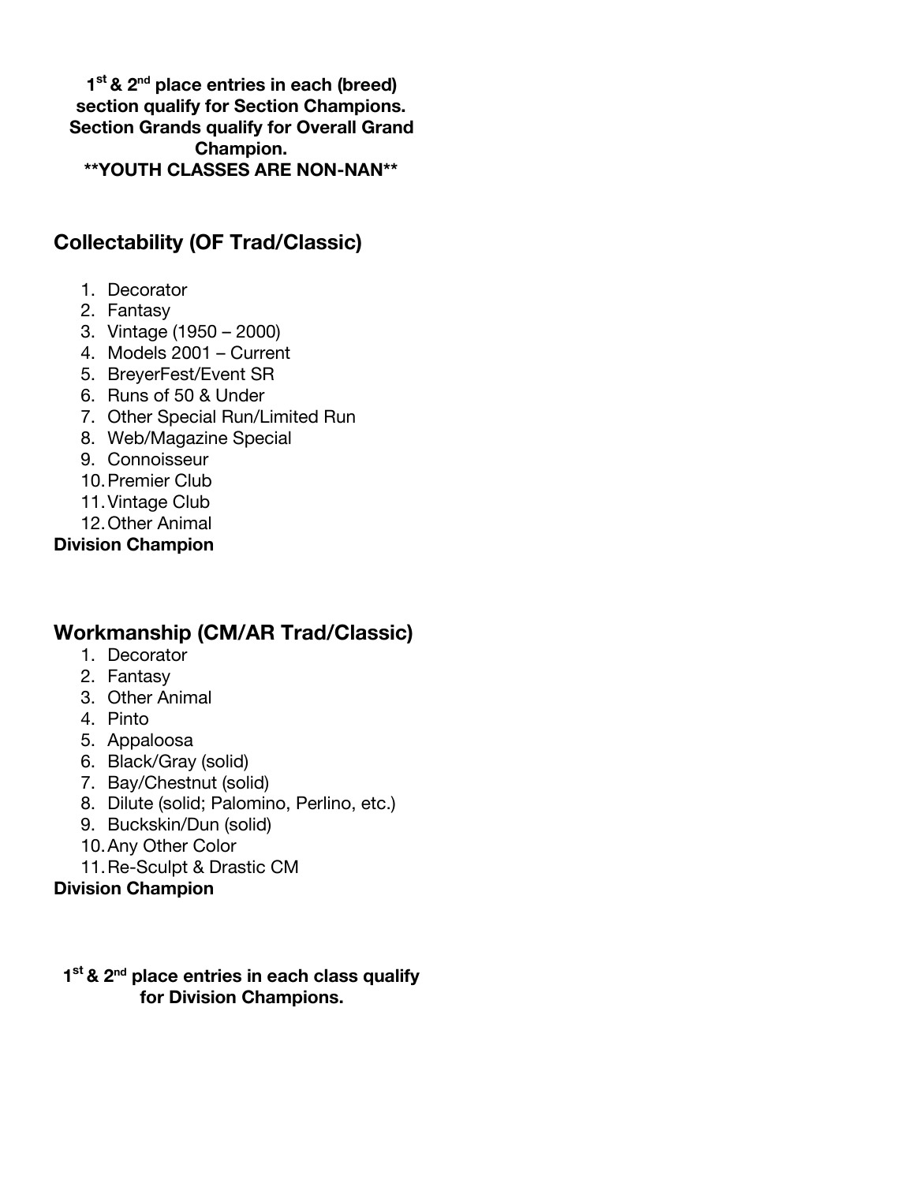**1st & 2nd place entries in each (breed) section qualify for Section Champions. Section Grands qualify for Overall Grand Champion.**
****YOUTH CLASSES ARE NON-NAN****

## Collectability (OF Trad/Classic)

1. Decorator
2. Fantasy
3. Vintage (1950 – 2000)
4. Models 2001 – Current
5. BreyerFest/Event SR
6. Runs of 50 & Under
7. Other Special Run/Limited Run
8. Web/Magazine Special
9. Connoisseur
10. Premier Club
11. Vintage Club
12. Other Animal

**Division Champion**

## Workmanship (CM/AR Trad/Classic)

1. Decorator
2. Fantasy
3. Other Animal
4. Pinto
5. Appaloosa
6. Black/Gray (solid)
7. Bay/Chestnut (solid)
8. Dilute (solid; Palomino, Perlino, etc.)
9. Buckskin/Dun (solid)
10. Any Other Color
11. Re-Sculpt & Drastic CM

**Division Champion**

**1st & 2nd place entries in each class qualify for Division Champions.**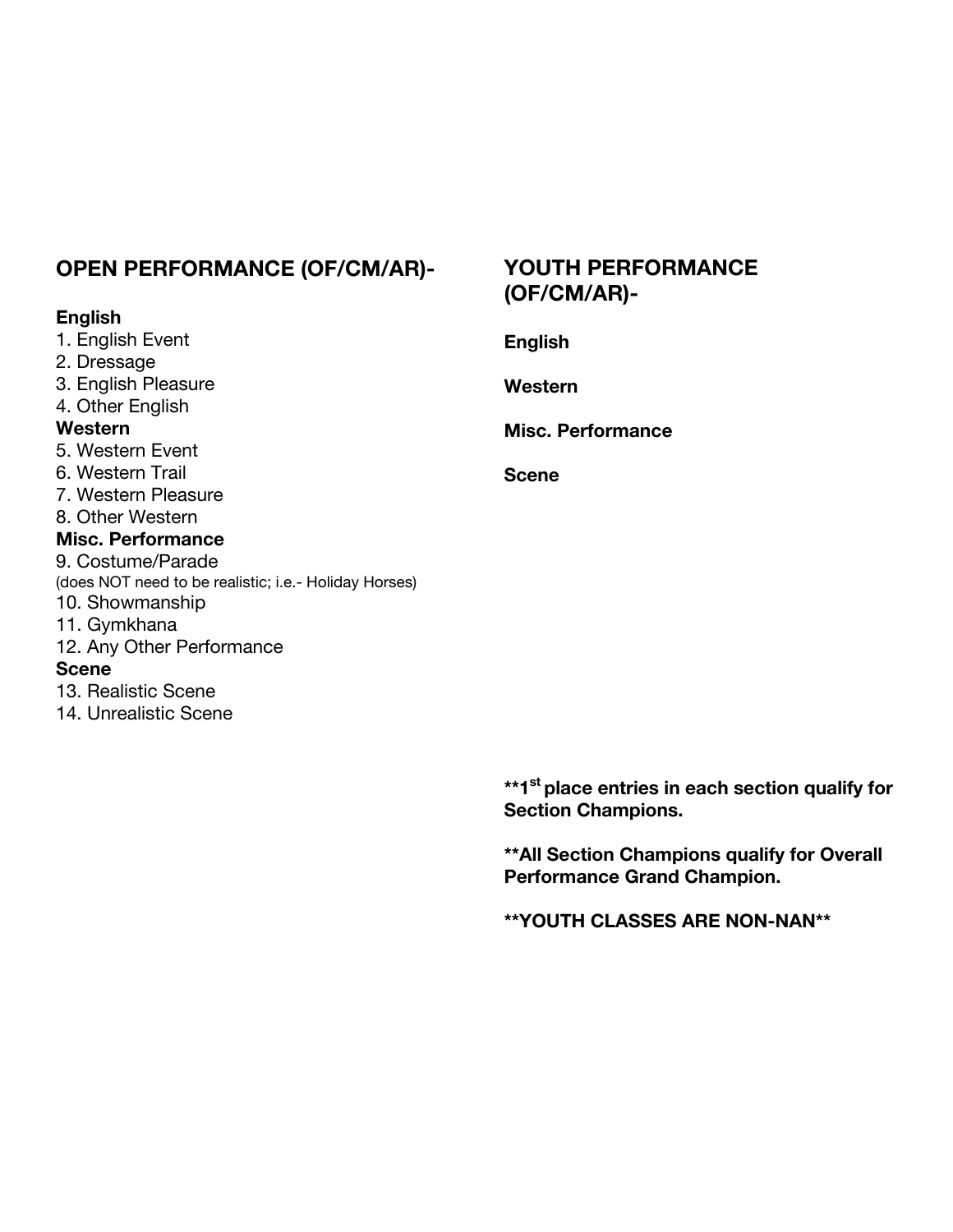## OPEN PERFORMANCE (OF/CM/AR)-

**English**

1. English Event
2. Dressage
3. English Pleasure
4. Other English

**Western**

5. Western Event
6. Western Trail
7. Western Pleasure
8. Other Western

**Misc. Performance**

9. Costume/Parade
(does NOT need to be realistic; i.e.- Holiday Horses)
10. Showmanship
11. Gymkhana
12. Any Other Performance

**Scene**

13. Realistic Scene
14. Unrealistic Scene

## YOUTH PERFORMANCE (OF/CM/AR)-

**English**

**Western**

**Misc. Performance**

**Scene**

**\*\*1st place entries in each section qualify for Section Champions.**

**\*\*All Section Champions qualify for Overall Performance Grand Champion.**

**\*\*YOUTH CLASSES ARE NON-NAN\*\***